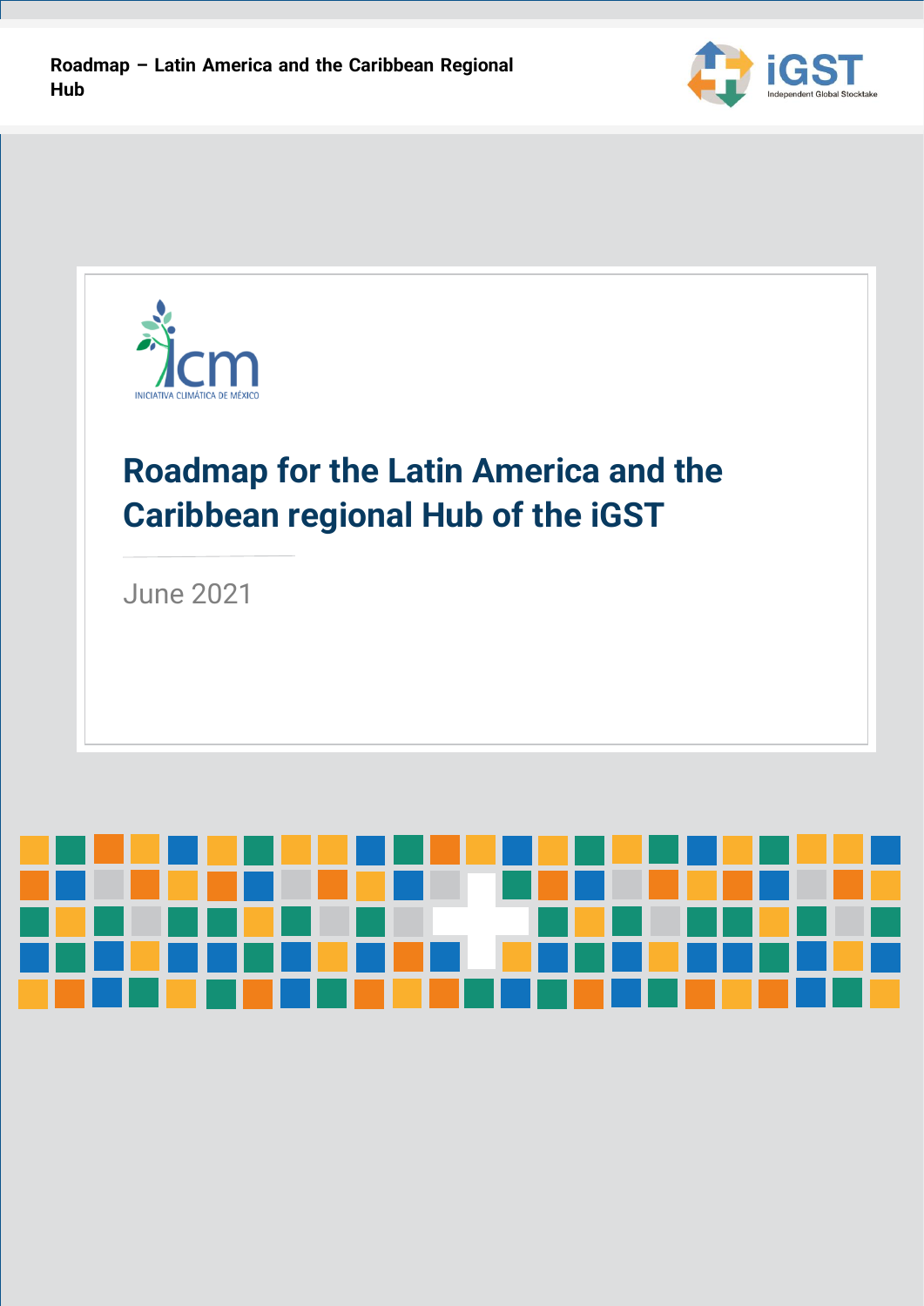# Roadmap for the Latin America and the Caribbean regional Hub of the iGST

June 2021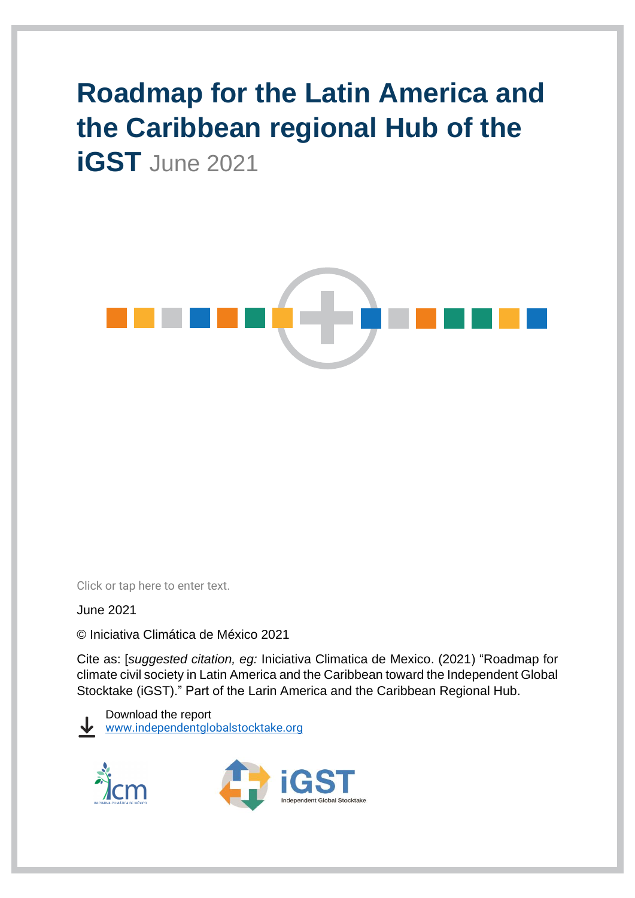# Roadmap for the Latin America and the Caribbean regional Hub of the iGST June 2021

Click or tap here to enter text.

June 2021

© Iniciativa Climática de México 2021

Cite as: [*suggested citation, eg:* Iniciativa Climatica de Mexico. (2021) "Roadmap for climate civil society in Latin America and the Caribbean toward the Independent Global Stocktake (iGST)." Part of the Larin America and the Caribbean Regional Hub.

Download the report
www.independentglobalstocktake.org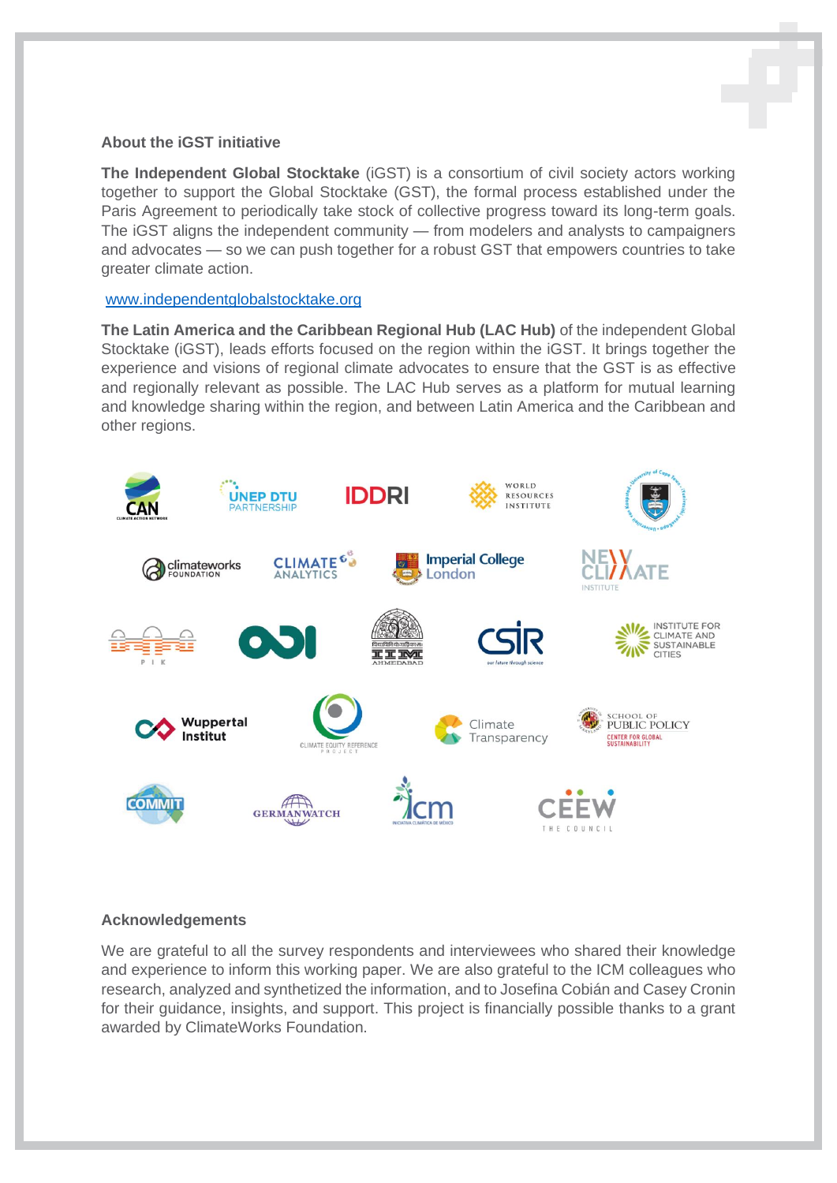## About the iGST initiative

**The Independent Global Stocktake** (iGST) is a consortium of civil society actors working together to support the Global Stocktake (GST), the formal process established under the Paris Agreement to periodically take stock of collective progress toward its long-term goals. The iGST aligns the independent community — from modelers and analysts to campaigners and advocates — so we can push together for a robust GST that empowers countries to take greater climate action.

www.independentglobalstocktake.org

**The Latin America and the Caribbean Regional Hub (LAC Hub)** of the independent Global Stocktake (iGST), leads efforts focused on the region within the iGST. It brings together the experience and visions of regional climate advocates to ensure that the GST is as effective and regionally relevant as possible. The LAC Hub serves as a platform for mutual learning and knowledge sharing within the region, and between Latin America and the Caribbean and other regions.

## Acknowledgements

We are grateful to all the survey respondents and interviewees who shared their knowledge and experience to inform this working paper. We are also grateful to the ICM colleagues who research, analyzed and synthetized the information, and to Josefina Cobián and Casey Cronin for their guidance, insights, and support. This project is financially possible thanks to a grant awarded by ClimateWorks Foundation.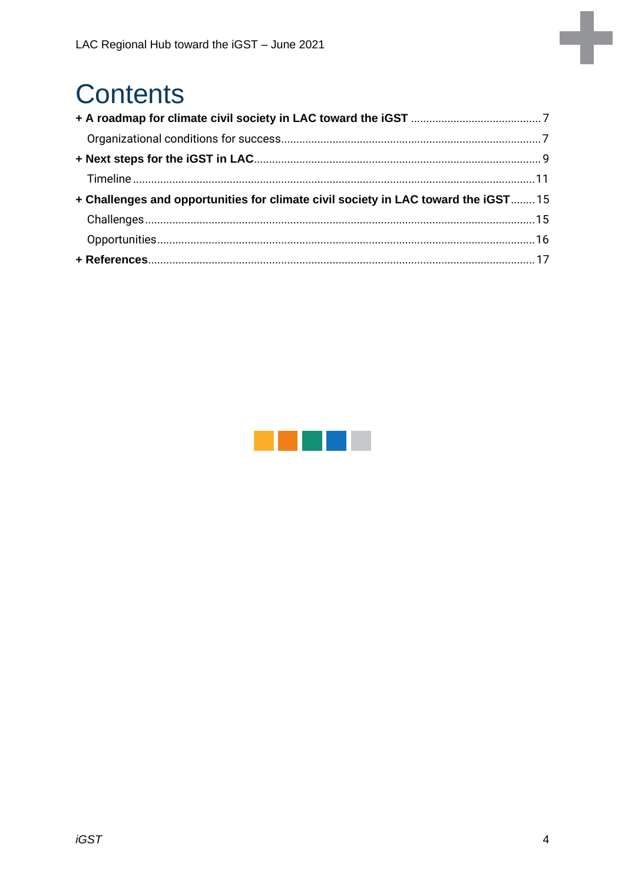# Contents

**+ A roadmap for climate civil society in LAC toward the iGST** .......... 7

Organizational conditions for success .......... 7

**+ Next steps for the iGST in LAC** .......... 9

Timeline .......... 11

**+ Challenges and opportunities for climate civil society in LAC toward the iGST** .......... 15

Challenges .......... 15

Opportunities .......... 16

**+ References** .......... 17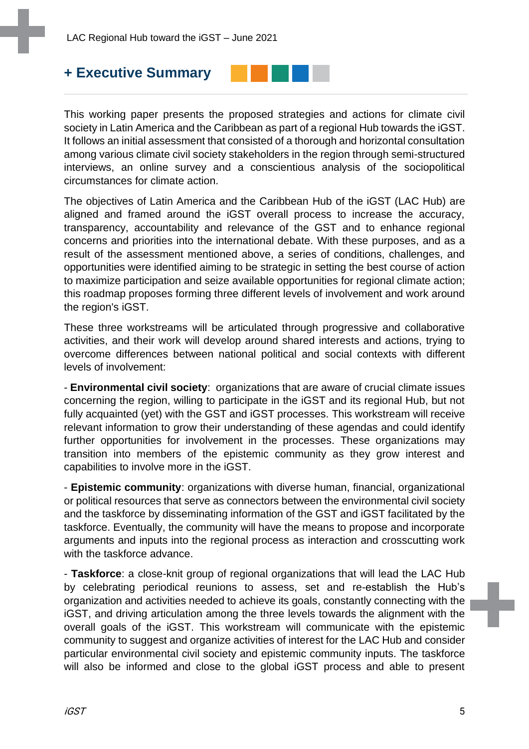## + Executive Summary

This working paper presents the proposed strategies and actions for climate civil society in Latin America and the Caribbean as part of a regional Hub towards the iGST. It follows an initial assessment that consisted of a thorough and horizontal consultation among various climate civil society stakeholders in the region through semi-structured interviews, an online survey and a conscientious analysis of the sociopolitical circumstances for climate action.

The objectives of Latin America and the Caribbean Hub of the iGST (LAC Hub) are aligned and framed around the iGST overall process to increase the accuracy, transparency, accountability and relevance of the GST and to enhance regional concerns and priorities into the international debate. With these purposes, and as a result of the assessment mentioned above, a series of conditions, challenges, and opportunities were identified aiming to be strategic in setting the best course of action to maximize participation and seize available opportunities for regional climate action; this roadmap proposes forming three different levels of involvement and work around the region's iGST.

These three workstreams will be articulated through progressive and collaborative activities, and their work will develop around shared interests and actions, trying to overcome differences between national political and social contexts with different levels of involvement:

- **Environmental civil society**: organizations that are aware of crucial climate issues concerning the region, willing to participate in the iGST and its regional Hub, but not fully acquainted (yet) with the GST and iGST processes. This workstream will receive relevant information to grow their understanding of these agendas and could identify further opportunities for involvement in the processes. These organizations may transition into members of the epistemic community as they grow interest and capabilities to involve more in the iGST.

- **Epistemic community**: organizations with diverse human, financial, organizational or political resources that serve as connectors between the environmental civil society and the taskforce by disseminating information of the GST and iGST facilitated by the taskforce. Eventually, the community will have the means to propose and incorporate arguments and inputs into the regional process as interaction and crosscutting work with the taskforce advance.

- **Taskforce**: a close-knit group of regional organizations that will lead the LAC Hub by celebrating periodical reunions to assess, set and re-establish the Hub's organization and activities needed to achieve its goals, constantly connecting with the iGST, and driving articulation among the three levels towards the alignment with the overall goals of the iGST. This workstream will communicate with the epistemic community to suggest and organize activities of interest for the LAC Hub and consider particular environmental civil society and epistemic community inputs. The taskforce will also be informed and close to the global iGST process and able to present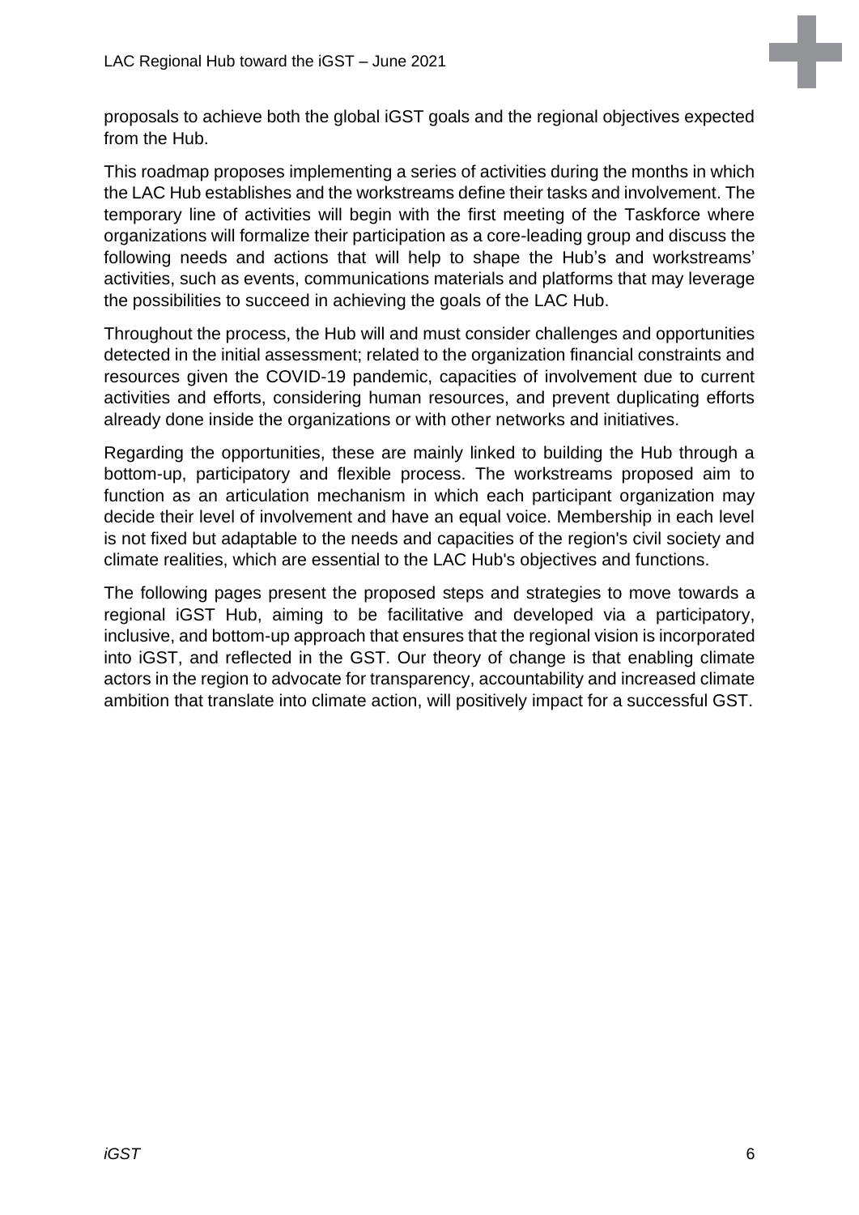proposals to achieve both the global iGST goals and the regional objectives expected from the Hub.

This roadmap proposes implementing a series of activities during the months in which the LAC Hub establishes and the workstreams define their tasks and involvement. The temporary line of activities will begin with the first meeting of the Taskforce where organizations will formalize their participation as a core-leading group and discuss the following needs and actions that will help to shape the Hub's and workstreams' activities, such as events, communications materials and platforms that may leverage the possibilities to succeed in achieving the goals of the LAC Hub.

Throughout the process, the Hub will and must consider challenges and opportunities detected in the initial assessment; related to the organization financial constraints and resources given the COVID-19 pandemic, capacities of involvement due to current activities and efforts, considering human resources, and prevent duplicating efforts already done inside the organizations or with other networks and initiatives.

Regarding the opportunities, these are mainly linked to building the Hub through a bottom-up, participatory and flexible process. The workstreams proposed aim to function as an articulation mechanism in which each participant organization may decide their level of involvement and have an equal voice. Membership in each level is not fixed but adaptable to the needs and capacities of the region's civil society and climate realities, which are essential to the LAC Hub's objectives and functions.

The following pages present the proposed steps and strategies to move towards a regional iGST Hub, aiming to be facilitative and developed via a participatory, inclusive, and bottom-up approach that ensures that the regional vision is incorporated into iGST, and reflected in the GST. Our theory of change is that enabling climate actors in the region to advocate for transparency, accountability and increased climate ambition that translate into climate action, will positively impact for a successful GST.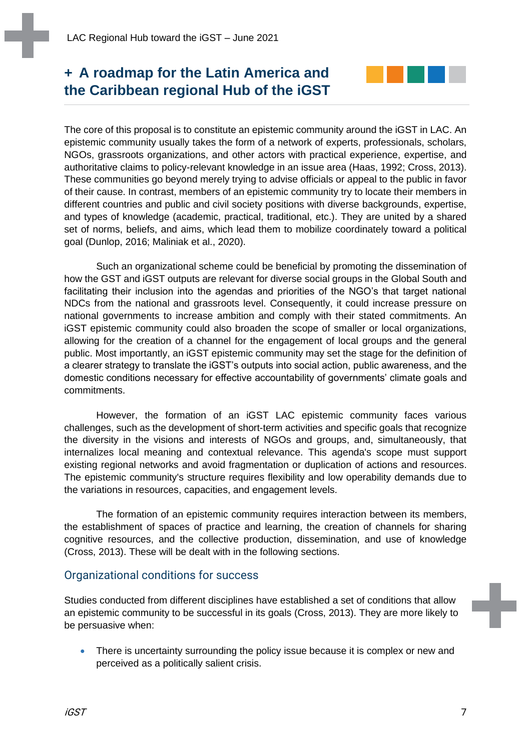## + A roadmap for the Latin America and the Caribbean regional Hub of the iGST

The core of this proposal is to constitute an epistemic community around the iGST in LAC. An epistemic community usually takes the form of a network of experts, professionals, scholars, NGOs, grassroots organizations, and other actors with practical experience, expertise, and authoritative claims to policy-relevant knowledge in an issue area (Haas, 1992; Cross, 2013). These communities go beyond merely trying to advise officials or appeal to the public in favor of their cause. In contrast, members of an epistemic community try to locate their members in different countries and public and civil society positions with diverse backgrounds, expertise, and types of knowledge (academic, practical, traditional, etc.). They are united by a shared set of norms, beliefs, and aims, which lead them to mobilize coordinately toward a political goal (Dunlop, 2016; Maliniak et al., 2020).

Such an organizational scheme could be beneficial by promoting the dissemination of how the GST and iGST outputs are relevant for diverse social groups in the Global South and facilitating their inclusion into the agendas and priorities of the NGO's that target national NDCs from the national and grassroots level. Consequently, it could increase pressure on national governments to increase ambition and comply with their stated commitments. An iGST epistemic community could also broaden the scope of smaller or local organizations, allowing for the creation of a channel for the engagement of local groups and the general public. Most importantly, an iGST epistemic community may set the stage for the definition of a clearer strategy to translate the iGST's outputs into social action, public awareness, and the domestic conditions necessary for effective accountability of governments' climate goals and commitments.

However, the formation of an iGST LAC epistemic community faces various challenges, such as the development of short-term activities and specific goals that recognize the diversity in the visions and interests of NGOs and groups, and, simultaneously, that internalizes local meaning and contextual relevance. This agenda's scope must support existing regional networks and avoid fragmentation or duplication of actions and resources. The epistemic community's structure requires flexibility and low operability demands due to the variations in resources, capacities, and engagement levels.

The formation of an epistemic community requires interaction between its members, the establishment of spaces of practice and learning, the creation of channels for sharing cognitive resources, and the collective production, dissemination, and use of knowledge (Cross, 2013). These will be dealt with in the following sections.

### Organizational conditions for success

Studies conducted from different disciplines have established a set of conditions that allow an epistemic community to be successful in its goals (Cross, 2013). They are more likely to be persuasive when:

- There is uncertainty surrounding the policy issue because it is complex or new and perceived as a politically salient crisis.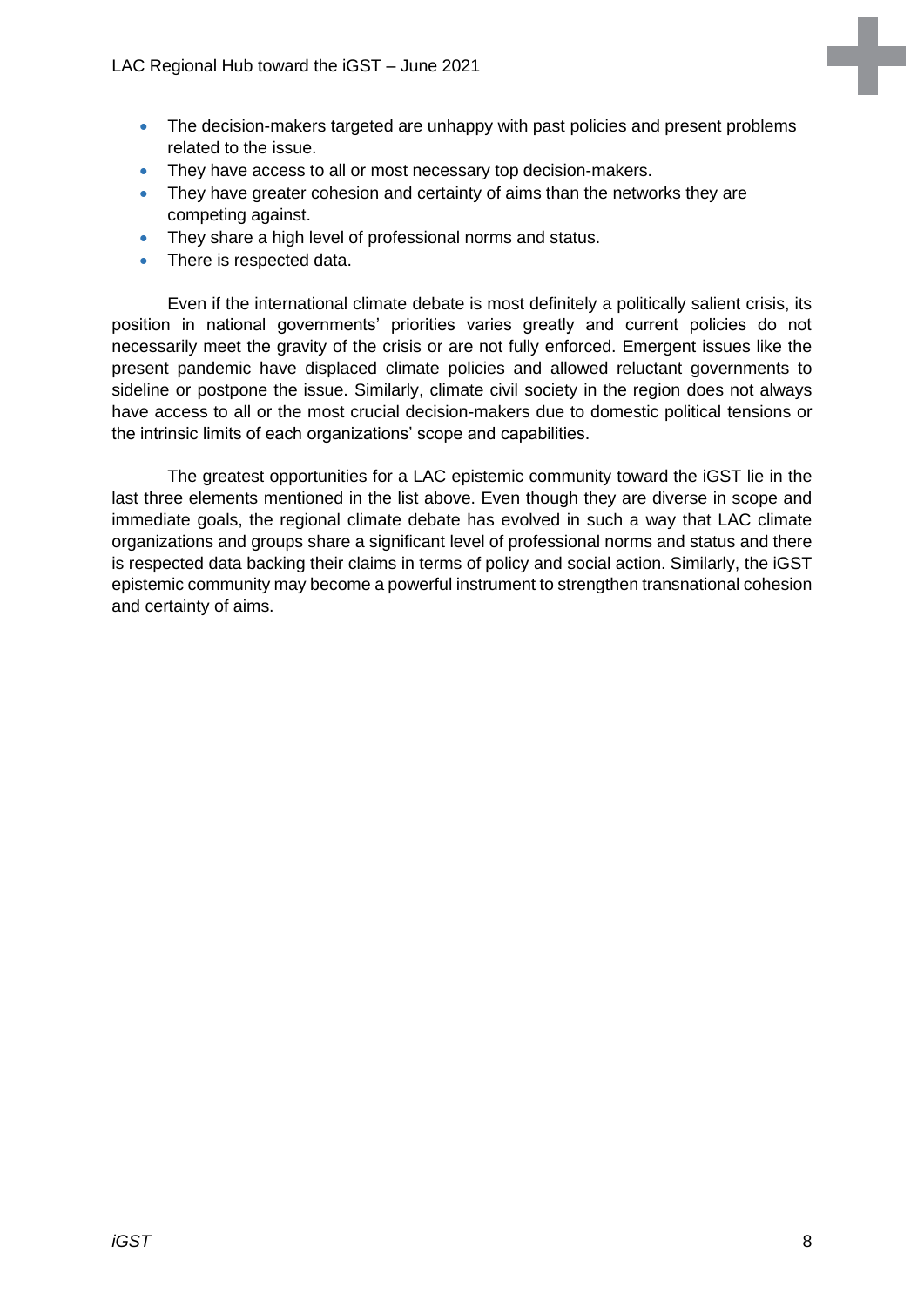- The decision-makers targeted are unhappy with past policies and present problems related to the issue.
- They have access to all or most necessary top decision-makers.
- They have greater cohesion and certainty of aims than the networks they are competing against.
- They share a high level of professional norms and status.
- There is respected data.

Even if the international climate debate is most definitely a politically salient crisis, its position in national governments' priorities varies greatly and current policies do not necessarily meet the gravity of the crisis or are not fully enforced. Emergent issues like the present pandemic have displaced climate policies and allowed reluctant governments to sideline or postpone the issue. Similarly, climate civil society in the region does not always have access to all or the most crucial decision-makers due to domestic political tensions or the intrinsic limits of each organizations' scope and capabilities.

The greatest opportunities for a LAC epistemic community toward the iGST lie in the last three elements mentioned in the list above. Even though they are diverse in scope and immediate goals, the regional climate debate has evolved in such a way that LAC climate organizations and groups share a significant level of professional norms and status and there is respected data backing their claims in terms of policy and social action. Similarly, the iGST epistemic community may become a powerful instrument to strengthen transnational cohesion and certainty of aims.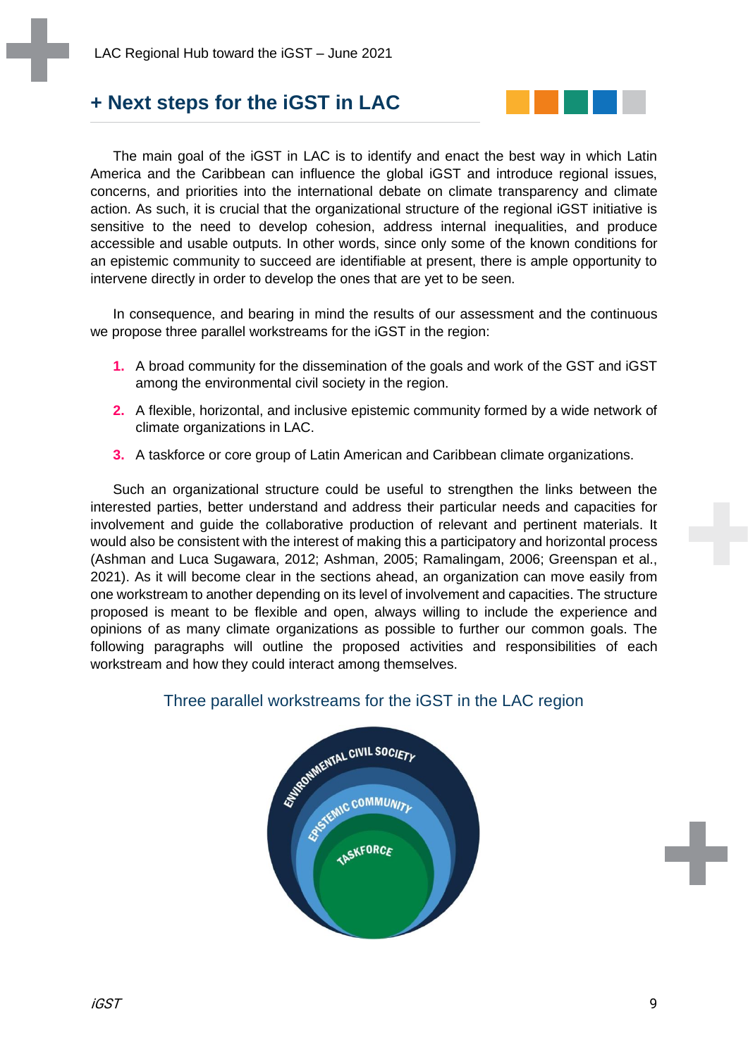## + Next steps for the iGST in LAC

The main goal of the iGST in LAC is to identify and enact the best way in which Latin America and the Caribbean can influence the global iGST and introduce regional issues, concerns, and priorities into the international debate on climate transparency and climate action. As such, it is crucial that the organizational structure of the regional iGST initiative is sensitive to the need to develop cohesion, address internal inequalities, and produce accessible and usable outputs. In other words, since only some of the known conditions for an epistemic community to succeed are identifiable at present, there is ample opportunity to intervene directly in order to develop the ones that are yet to be seen.

In consequence, and bearing in mind the results of our assessment and the continuous we propose three parallel workstreams for the iGST in the region:

1. A broad community for the dissemination of the goals and work of the GST and iGST among the environmental civil society in the region.
2. A flexible, horizontal, and inclusive epistemic community formed by a wide network of climate organizations in LAC.
3. A taskforce or core group of Latin American and Caribbean climate organizations.

Such an organizational structure could be useful to strengthen the links between the interested parties, better understand and address their particular needs and capacities for involvement and guide the collaborative production of relevant and pertinent materials. It would also be consistent with the interest of making this a participatory and horizontal process (Ashman and Luca Sugawara, 2012; Ashman, 2005; Ramalingam, 2006; Greenspan et al., 2021). As it will become clear in the sections ahead, an organization can move easily from one workstream to another depending on its level of involvement and capacities. The structure proposed is meant to be flexible and open, always willing to include the experience and opinions of as many climate organizations as possible to further our common goals. The following paragraphs will outline the proposed activities and responsibilities of each workstream and how they could interact among themselves.

Three parallel workstreams for the iGST in the LAC region

ENVIRONMENTAL CIVIL SOCIETY

EPISTEMIC COMMUNITY

TASKFORCE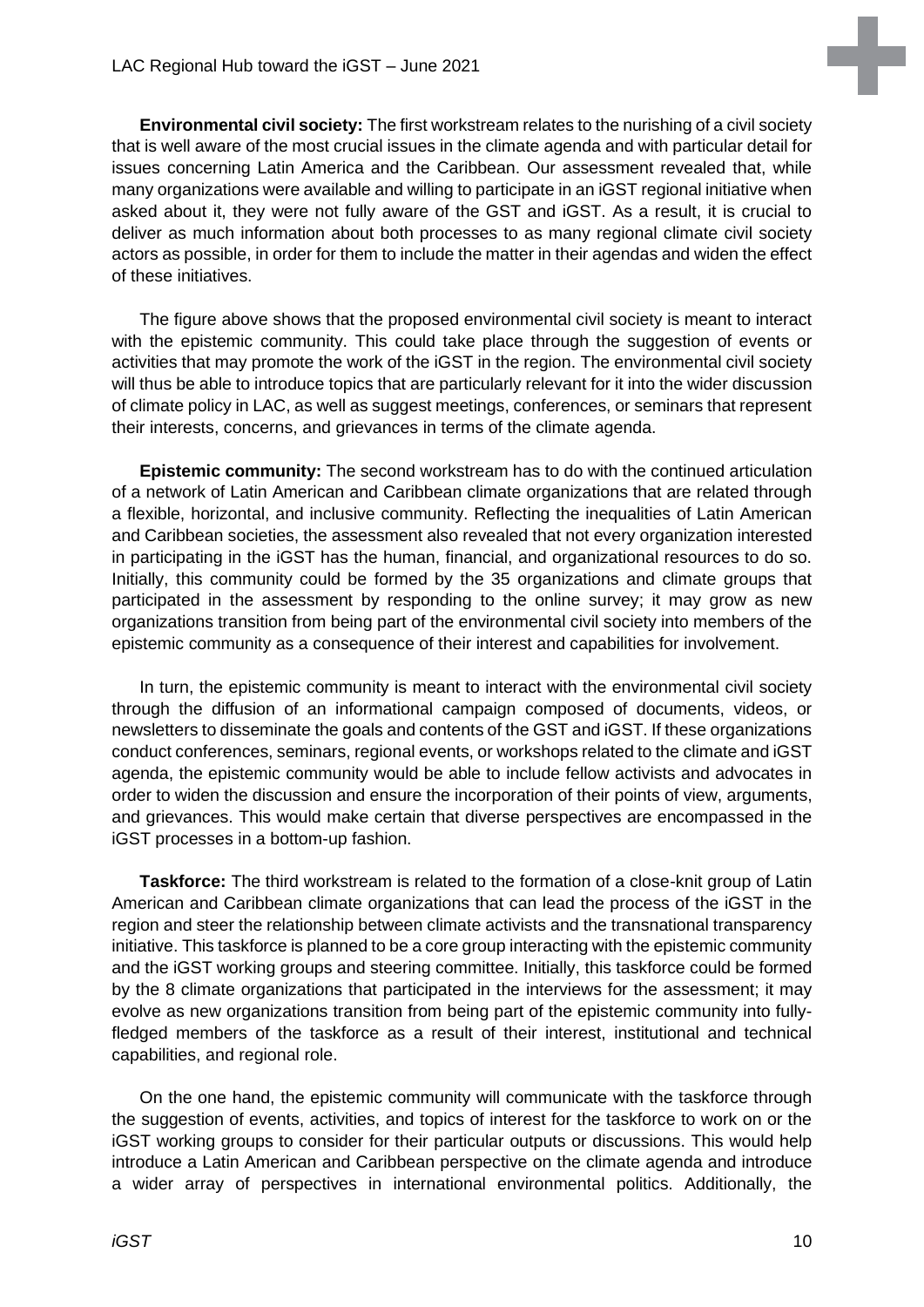**Environmental civil society:** The first workstream relates to the nurishing of a civil society that is well aware of the most crucial issues in the climate agenda and with particular detail for issues concerning Latin America and the Caribbean. Our assessment revealed that, while many organizations were available and willing to participate in an iGST regional initiative when asked about it, they were not fully aware of the GST and iGST. As a result, it is crucial to deliver as much information about both processes to as many regional climate civil society actors as possible, in order for them to include the matter in their agendas and widen the effect of these initiatives.

The figure above shows that the proposed environmental civil society is meant to interact with the epistemic community. This could take place through the suggestion of events or activities that may promote the work of the iGST in the region. The environmental civil society will thus be able to introduce topics that are particularly relevant for it into the wider discussion of climate policy in LAC, as well as suggest meetings, conferences, or seminars that represent their interests, concerns, and grievances in terms of the climate agenda.

**Epistemic community:** The second workstream has to do with the continued articulation of a network of Latin American and Caribbean climate organizations that are related through a flexible, horizontal, and inclusive community. Reflecting the inequalities of Latin American and Caribbean societies, the assessment also revealed that not every organization interested in participating in the iGST has the human, financial, and organizational resources to do so. Initially, this community could be formed by the 35 organizations and climate groups that participated in the assessment by responding to the online survey; it may grow as new organizations transition from being part of the environmental civil society into members of the epistemic community as a consequence of their interest and capabilities for involvement.

In turn, the epistemic community is meant to interact with the environmental civil society through the diffusion of an informational campaign composed of documents, videos, or newsletters to disseminate the goals and contents of the GST and iGST. If these organizations conduct conferences, seminars, regional events, or workshops related to the climate and iGST agenda, the epistemic community would be able to include fellow activists and advocates in order to widen the discussion and ensure the incorporation of their points of view, arguments, and grievances. This would make certain that diverse perspectives are encompassed in the iGST processes in a bottom-up fashion.

**Taskforce:** The third workstream is related to the formation of a close-knit group of Latin American and Caribbean climate organizations that can lead the process of the iGST in the region and steer the relationship between climate activists and the transnational transparency initiative. This taskforce is planned to be a core group interacting with the epistemic community and the iGST working groups and steering committee. Initially, this taskforce could be formed by the 8 climate organizations that participated in the interviews for the assessment; it may evolve as new organizations transition from being part of the epistemic community into fully-fledged members of the taskforce as a result of their interest, institutional and technical capabilities, and regional role.

On the one hand, the epistemic community will communicate with the taskforce through the suggestion of events, activities, and topics of interest for the taskforce to work on or the iGST working groups to consider for their particular outputs or discussions. This would help introduce a Latin American and Caribbean perspective on the climate agenda and introduce a wider array of perspectives in international environmental politics. Additionally, the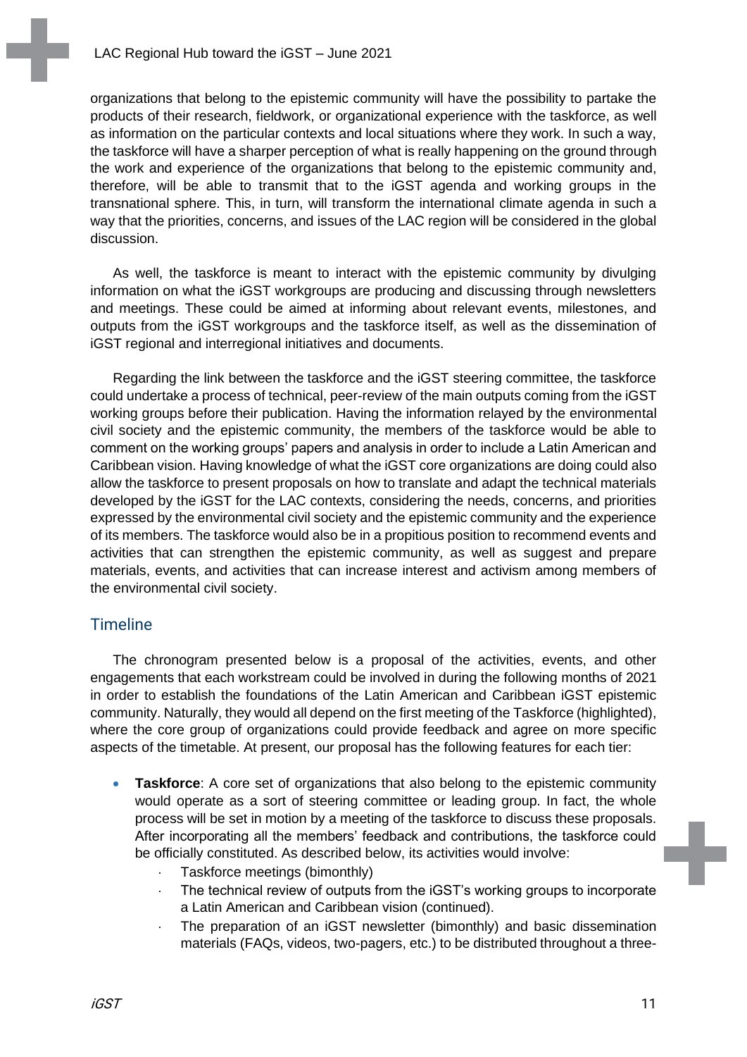organizations that belong to the epistemic community will have the possibility to partake the products of their research, fieldwork, or organizational experience with the taskforce, as well as information on the particular contexts and local situations where they work. In such a way, the taskforce will have a sharper perception of what is really happening on the ground through the work and experience of the organizations that belong to the epistemic community and, therefore, will be able to transmit that to the iGST agenda and working groups in the transnational sphere. This, in turn, will transform the international climate agenda in such a way that the priorities, concerns, and issues of the LAC region will be considered in the global discussion.

As well, the taskforce is meant to interact with the epistemic community by divulging information on what the iGST workgroups are producing and discussing through newsletters and meetings. These could be aimed at informing about relevant events, milestones, and outputs from the iGST workgroups and the taskforce itself, as well as the dissemination of iGST regional and interregional initiatives and documents.

Regarding the link between the taskforce and the iGST steering committee, the taskforce could undertake a process of technical, peer-review of the main outputs coming from the iGST working groups before their publication. Having the information relayed by the environmental civil society and the epistemic community, the members of the taskforce would be able to comment on the working groups' papers and analysis in order to include a Latin American and Caribbean vision. Having knowledge of what the iGST core organizations are doing could also allow the taskforce to present proposals on how to translate and adapt the technical materials developed by the iGST for the LAC contexts, considering the needs, concerns, and priorities expressed by the environmental civil society and the epistemic community and the experience of its members. The taskforce would also be in a propitious position to recommend events and activities that can strengthen the epistemic community, as well as suggest and prepare materials, events, and activities that can increase interest and activism among members of the environmental civil society.

## Timeline

The chronogram presented below is a proposal of the activities, events, and other engagements that each workstream could be involved in during the following months of 2021 in order to establish the foundations of the Latin American and Caribbean iGST epistemic community. Naturally, they would all depend on the first meeting of the Taskforce (highlighted), where the core group of organizations could provide feedback and agree on more specific aspects of the timetable. At present, our proposal has the following features for each tier:

- **Taskforce**: A core set of organizations that also belong to the epistemic community would operate as a sort of steering committee or leading group. In fact, the whole process will be set in motion by a meeting of the taskforce to discuss these proposals. After incorporating all the members' feedback and contributions, the taskforce could be officially constituted. As described below, its activities would involve:
    - Taskforce meetings (bimonthly)
    - The technical review of outputs from the iGST's working groups to incorporate a Latin American and Caribbean vision (continued).
    - The preparation of an iGST newsletter (bimonthly) and basic dissemination materials (FAQs, videos, two-pagers, etc.) to be distributed throughout a three-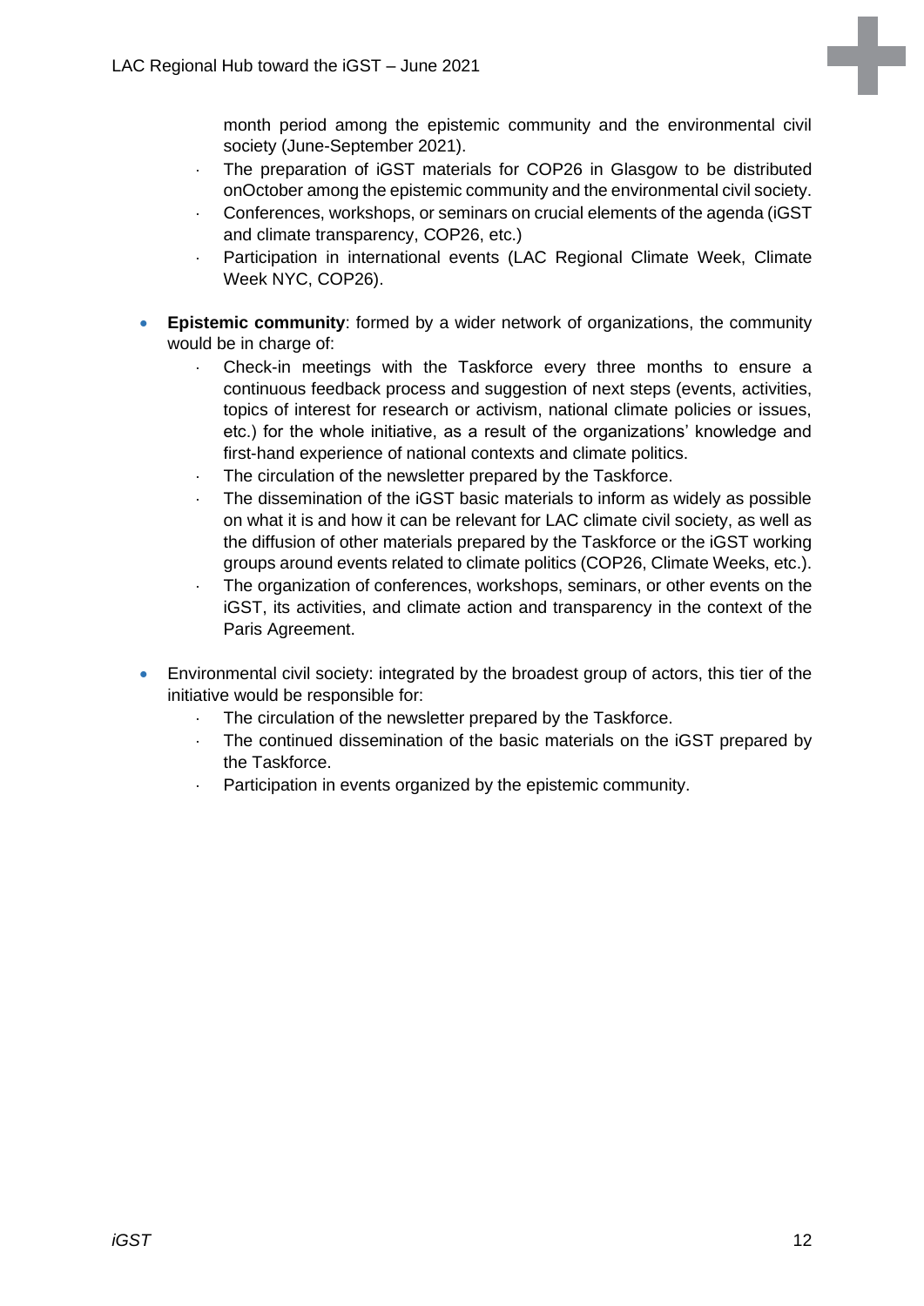month period among the epistemic community and the environmental civil society (June-September 2021).
  - The preparation of iGST materials for COP26 in Glasgow to be distributed onOctober among the epistemic community and the environmental civil society.
  - Conferences, workshops, or seminars on crucial elements of the agenda (iGST and climate transparency, COP26, etc.)
  - Participation in international events (LAC Regional Climate Week, Climate Week NYC, COP26).

- **Epistemic community**: formed by a wider network of organizations, the community would be in charge of:
  - Check-in meetings with the Taskforce every three months to ensure a continuous feedback process and suggestion of next steps (events, activities, topics of interest for research or activism, national climate policies or issues, etc.) for the whole initiative, as a result of the organizations' knowledge and first-hand experience of national contexts and climate politics.
  - The circulation of the newsletter prepared by the Taskforce.
  - The dissemination of the iGST basic materials to inform as widely as possible on what it is and how it can be relevant for LAC climate civil society, as well as the diffusion of other materials prepared by the Taskforce or the iGST working groups around events related to climate politics (COP26, Climate Weeks, etc.).
  - The organization of conferences, workshops, seminars, or other events on the iGST, its activities, and climate action and transparency in the context of the Paris Agreement.

- Environmental civil society: integrated by the broadest group of actors, this tier of the initiative would be responsible for:
  - The circulation of the newsletter prepared by the Taskforce.
  - The continued dissemination of the basic materials on the iGST prepared by the Taskforce.
  - Participation in events organized by the epistemic community.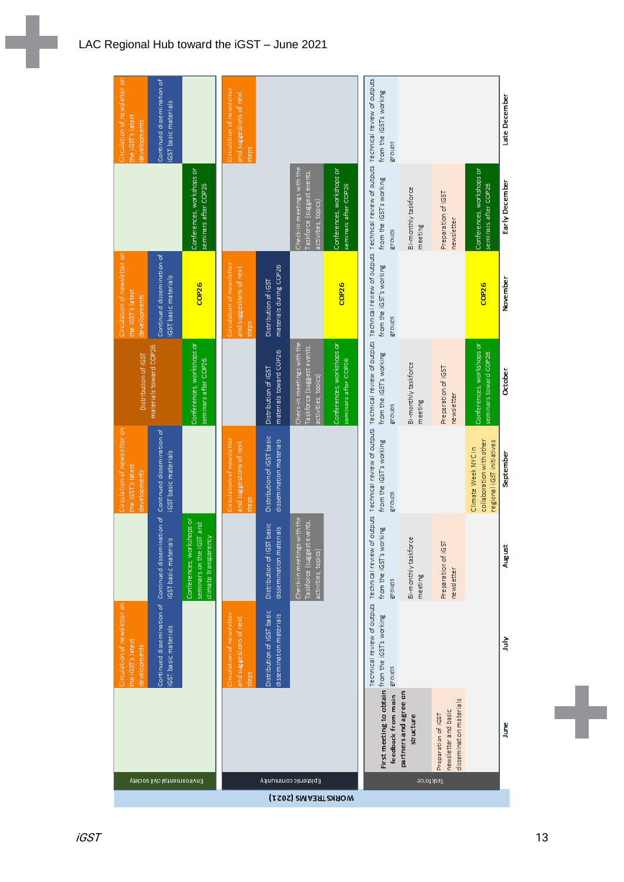| WORKSTREAMS (2021) | June | July | August | September | October | November | Early December | Late December |
|---|---|---|---|---|---|---|---|---|
| Environmental civil society | | Circulation of newsletter on the iGST's latest developments | | Circulation of newsletter on the iGST's latest developments | Distribution of iGST materials toward COP26 | Circulation of newsletter on the iGST's latest developments | | Circulation of newsletter on the iGST's latest developments |
| | | Continued dissemination of iGST basic materials | Continued dissemination of iGST basic materials | Continued dissemination of iGST basic materials | | Continued dissemination of iGST basic materials | | Continued dissemination of iGST basic materials |
| | | | Conferences, workshops or seminars on the iGST and climate transparency | | Conferences, workshops or seminars after COP26 | COP26 | Conferences, workshops or seminars after COP26 | |
| Epistemic community | | Circulation of newsletter and suggestions of next steps | | Circulation of newsletter and suggestions of next steps | | Circulation of newsletter and suggestions of next steps | | Circulation of newsletter and suggestions of next steps |
| | | Distribution of iGST basic dissemination materials | Distribution of iGST basic dissemination materials | Distribution of iGST basic dissemination materials | Distribution of iGST materials toward COP26 | Distribution of iGST materials during COP26 | | |
| | | | Check-in meetings with the Taskforce (suggest events, activities, topics) | | Check-in meetings with the Taskforce (suggest events, activities, topics) | | Check-in meetings with the Taskforce (suggest events, activities, topics) | |
| | | | | | Conferences, workshops or seminars after COP26 | COP26 | Conferences, workshops or seminars after COP26 | |
| Taskforce | **First meeting to obtain feedback from main partners and agree on structure** | Technical review of outputs from the iGST's working groups | Technical review of outputs from the iGST's working groups | Technical review of outputs from the iGST's working groups | Technical review of outputs from the iGST's working groups | Technical review of outputs from the iGST's working groups | Technical review of outputs from the iGST's working groups | Technical review of outputs from the iGST's working groups |
| | | | Bi-monthly taskforce meeting | | Bi-monthly taskforce meeting | | Bi-monthly taskforce meeting | |
| | Preparation of iGST newsletter and basic dissemination materials | | Preparation of iGST newsletter | | Preparation of iGST newsletter | | Preparation of iGST newsletter | |
| | | | | Climate Week NYC in collaboration with other regional iGST initiatives | Conferences, workshops or seminars toward COP26 | COP26 | Conferences, workshops or seminars after COP26 | |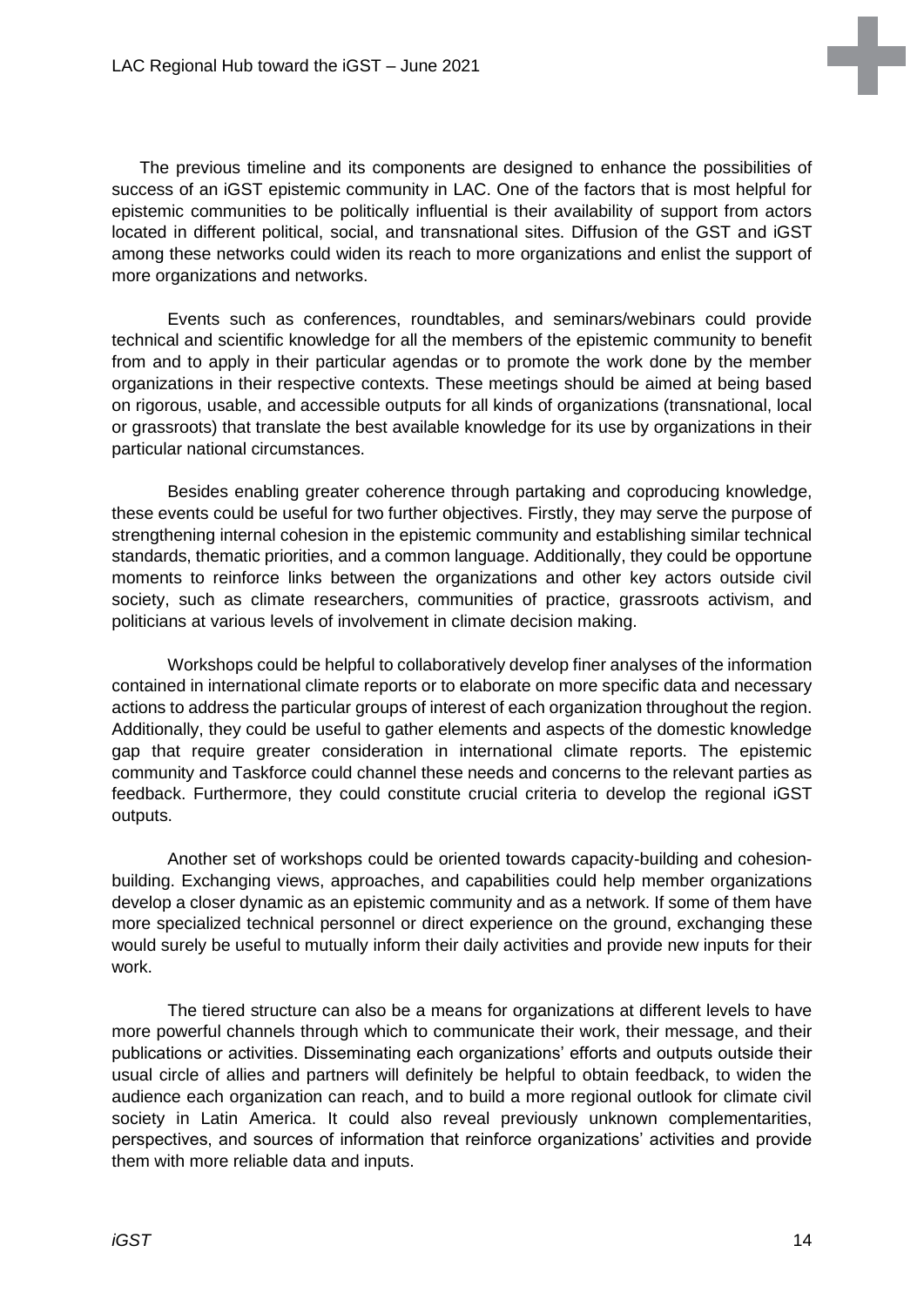The previous timeline and its components are designed to enhance the possibilities of success of an iGST epistemic community in LAC. One of the factors that is most helpful for epistemic communities to be politically influential is their availability of support from actors located in different political, social, and transnational sites. Diffusion of the GST and iGST among these networks could widen its reach to more organizations and enlist the support of more organizations and networks.

Events such as conferences, roundtables, and seminars/webinars could provide technical and scientific knowledge for all the members of the epistemic community to benefit from and to apply in their particular agendas or to promote the work done by the member organizations in their respective contexts. These meetings should be aimed at being based on rigorous, usable, and accessible outputs for all kinds of organizations (transnational, local or grassroots) that translate the best available knowledge for its use by organizations in their particular national circumstances.

Besides enabling greater coherence through partaking and coproducing knowledge, these events could be useful for two further objectives. Firstly, they may serve the purpose of strengthening internal cohesion in the epistemic community and establishing similar technical standards, thematic priorities, and a common language. Additionally, they could be opportune moments to reinforce links between the organizations and other key actors outside civil society, such as climate researchers, communities of practice, grassroots activism, and politicians at various levels of involvement in climate decision making.

Workshops could be helpful to collaboratively develop finer analyses of the information contained in international climate reports or to elaborate on more specific data and necessary actions to address the particular groups of interest of each organization throughout the region. Additionally, they could be useful to gather elements and aspects of the domestic knowledge gap that require greater consideration in international climate reports. The epistemic community and Taskforce could channel these needs and concerns to the relevant parties as feedback. Furthermore, they could constitute crucial criteria to develop the regional iGST outputs.

Another set of workshops could be oriented towards capacity-building and cohesion-building. Exchanging views, approaches, and capabilities could help member organizations develop a closer dynamic as an epistemic community and as a network. If some of them have more specialized technical personnel or direct experience on the ground, exchanging these would surely be useful to mutually inform their daily activities and provide new inputs for their work.

The tiered structure can also be a means for organizations at different levels to have more powerful channels through which to communicate their work, their message, and their publications or activities. Disseminating each organizations' efforts and outputs outside their usual circle of allies and partners will definitely be helpful to obtain feedback, to widen the audience each organization can reach, and to build a more regional outlook for climate civil society in Latin America. It could also reveal previously unknown complementarities, perspectives, and sources of information that reinforce organizations' activities and provide them with more reliable data and inputs.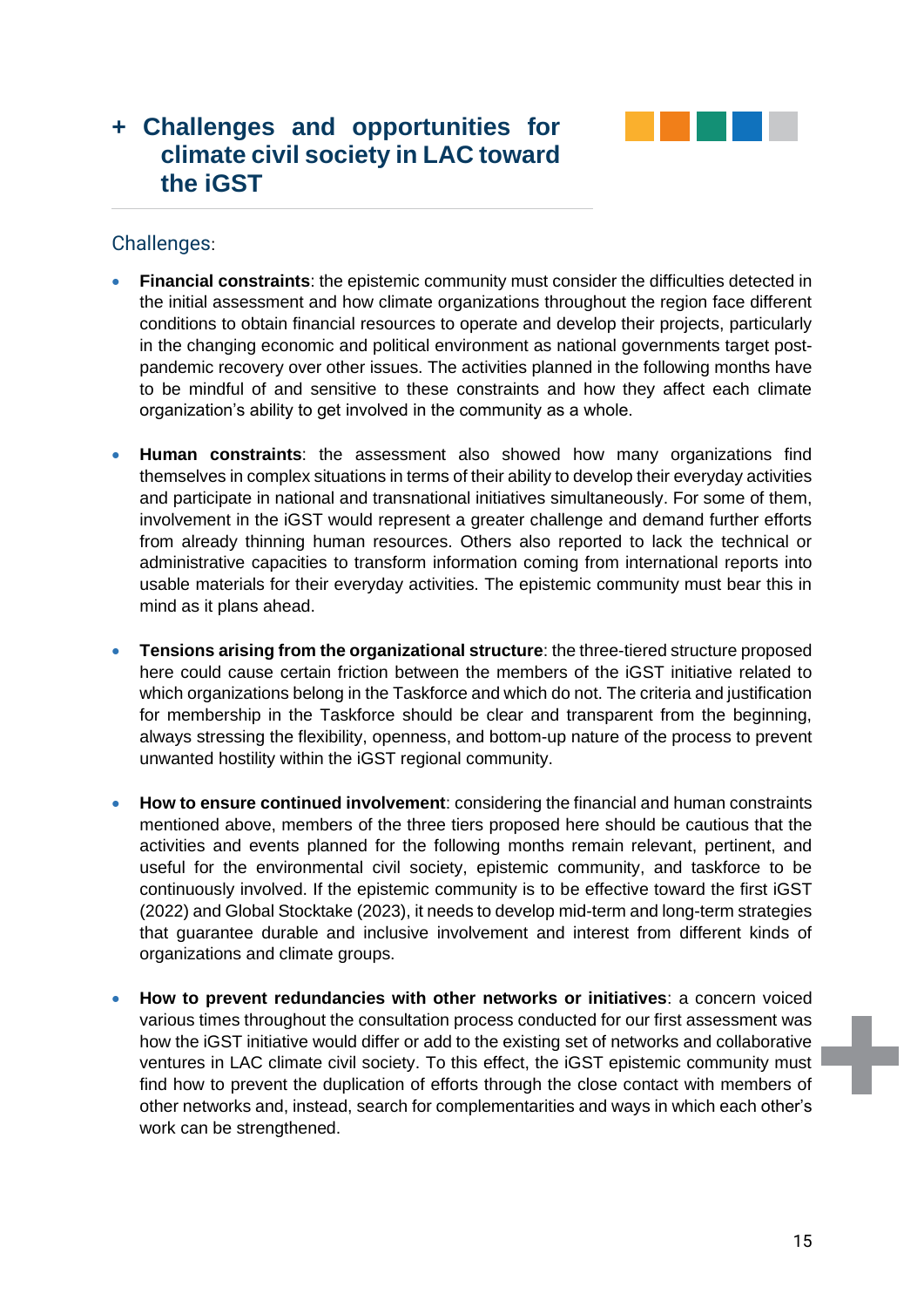## + Challenges and opportunities for climate civil society in LAC toward the iGST

### Challenges:

- **Financial constraints**: the epistemic community must consider the difficulties detected in the initial assessment and how climate organizations throughout the region face different conditions to obtain financial resources to operate and develop their projects, particularly in the changing economic and political environment as national governments target post-pandemic recovery over other issues. The activities planned in the following months have to be mindful of and sensitive to these constraints and how they affect each climate organization's ability to get involved in the community as a whole.

- **Human constraints**: the assessment also showed how many organizations find themselves in complex situations in terms of their ability to develop their everyday activities and participate in national and transnational initiatives simultaneously. For some of them, involvement in the iGST would represent a greater challenge and demand further efforts from already thinning human resources. Others also reported to lack the technical or administrative capacities to transform information coming from international reports into usable materials for their everyday activities. The epistemic community must bear this in mind as it plans ahead.

- **Tensions arising from the organizational structure**: the three-tiered structure proposed here could cause certain friction between the members of the iGST initiative related to which organizations belong in the Taskforce and which do not. The criteria and justification for membership in the Taskforce should be clear and transparent from the beginning, always stressing the flexibility, openness, and bottom-up nature of the process to prevent unwanted hostility within the iGST regional community.

- **How to ensure continued involvement**: considering the financial and human constraints mentioned above, members of the three tiers proposed here should be cautious that the activities and events planned for the following months remain relevant, pertinent, and useful for the environmental civil society, epistemic community, and taskforce to be continuously involved. If the epistemic community is to be effective toward the first iGST (2022) and Global Stocktake (2023), it needs to develop mid-term and long-term strategies that guarantee durable and inclusive involvement and interest from different kinds of organizations and climate groups.

- **How to prevent redundancies with other networks or initiatives**: a concern voiced various times throughout the consultation process conducted for our first assessment was how the iGST initiative would differ or add to the existing set of networks and collaborative ventures in LAC climate civil society. To this effect, the iGST epistemic community must find how to prevent the duplication of efforts through the close contact with members of other networks and, instead, search for complementarities and ways in which each other's work can be strengthened.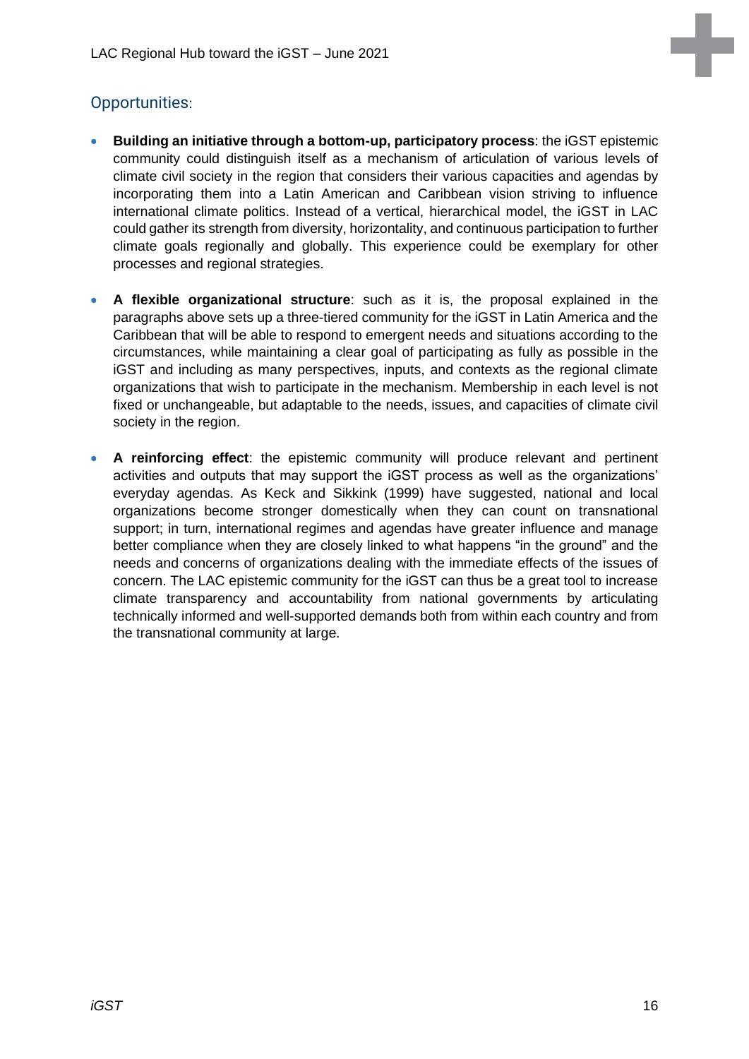## Opportunities:

- **Building an initiative through a bottom-up, participatory process**: the iGST epistemic community could distinguish itself as a mechanism of articulation of various levels of climate civil society in the region that considers their various capacities and agendas by incorporating them into a Latin American and Caribbean vision striving to influence international climate politics. Instead of a vertical, hierarchical model, the iGST in LAC could gather its strength from diversity, horizontality, and continuous participation to further climate goals regionally and globally. This experience could be exemplary for other processes and regional strategies.

- **A flexible organizational structure**: such as it is, the proposal explained in the paragraphs above sets up a three-tiered community for the iGST in Latin America and the Caribbean that will be able to respond to emergent needs and situations according to the circumstances, while maintaining a clear goal of participating as fully as possible in the iGST and including as many perspectives, inputs, and contexts as the regional climate organizations that wish to participate in the mechanism. Membership in each level is not fixed or unchangeable, but adaptable to the needs, issues, and capacities of climate civil society in the region.

- **A reinforcing effect**: the epistemic community will produce relevant and pertinent activities and outputs that may support the iGST process as well as the organizations' everyday agendas. As Keck and Sikkink (1999) have suggested, national and local organizations become stronger domestically when they can count on transnational support; in turn, international regimes and agendas have greater influence and manage better compliance when they are closely linked to what happens "in the ground" and the needs and concerns of organizations dealing with the immediate effects of the issues of concern. The LAC epistemic community for the iGST can thus be a great tool to increase climate transparency and accountability from national governments by articulating technically informed and well-supported demands both from within each country and from the transnational community at large.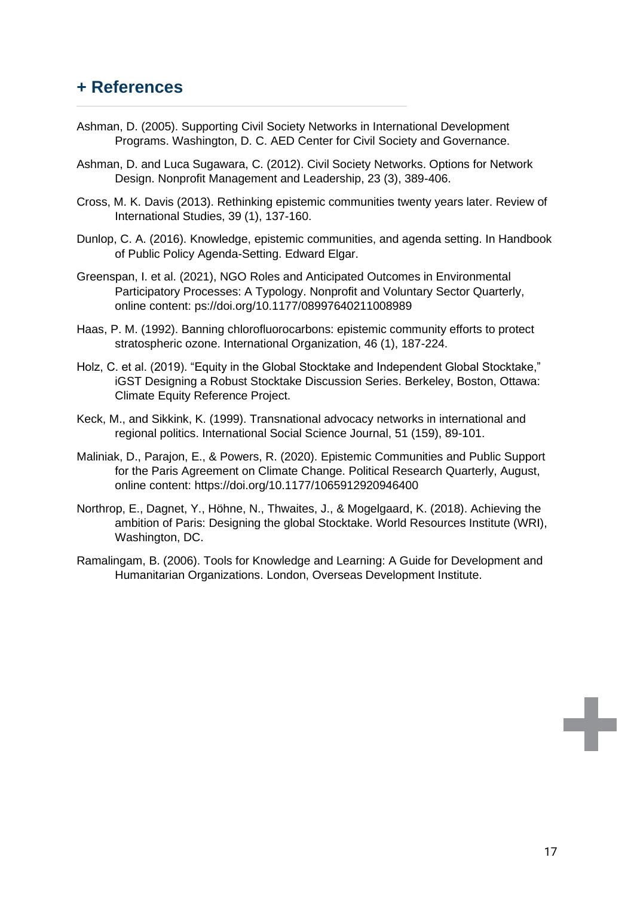## + References

Ashman, D. (2005). Supporting Civil Society Networks in International Development Programs. Washington, D. C. AED Center for Civil Society and Governance.

Ashman, D. and Luca Sugawara, C. (2012). Civil Society Networks. Options for Network Design. Nonprofit Management and Leadership, 23 (3), 389-406.

Cross, M. K. Davis (2013). Rethinking epistemic communities twenty years later. Review of International Studies, 39 (1), 137-160.

Dunlop, C. A. (2016). Knowledge, epistemic communities, and agenda setting. In Handbook of Public Policy Agenda-Setting. Edward Elgar.

Greenspan, I. et al. (2021), NGO Roles and Anticipated Outcomes in Environmental Participatory Processes: A Typology. Nonprofit and Voluntary Sector Quarterly, online content: ps://doi.org/10.1177/08997640211008989

Haas, P. M. (1992). Banning chlorofluorocarbons: epistemic community efforts to protect stratospheric ozone. International Organization, 46 (1), 187-224.

Holz, C. et al. (2019). “Equity in the Global Stocktake and Independent Global Stocktake,” iGST Designing a Robust Stocktake Discussion Series. Berkeley, Boston, Ottawa: Climate Equity Reference Project.

Keck, M., and Sikkink, K. (1999). Transnational advocacy networks in international and regional politics. International Social Science Journal, 51 (159), 89-101.

Maliniak, D., Parajon, E., & Powers, R. (2020). Epistemic Communities and Public Support for the Paris Agreement on Climate Change. Political Research Quarterly, August, online content: https://doi.org/10.1177/1065912920946400

Northrop, E., Dagnet, Y., Höhne, N., Thwaites, J., & Mogelgaard, K. (2018). Achieving the ambition of Paris: Designing the global Stocktake. World Resources Institute (WRI), Washington, DC.

Ramalingam, B. (2006). Tools for Knowledge and Learning: A Guide for Development and Humanitarian Organizations. London, Overseas Development Institute.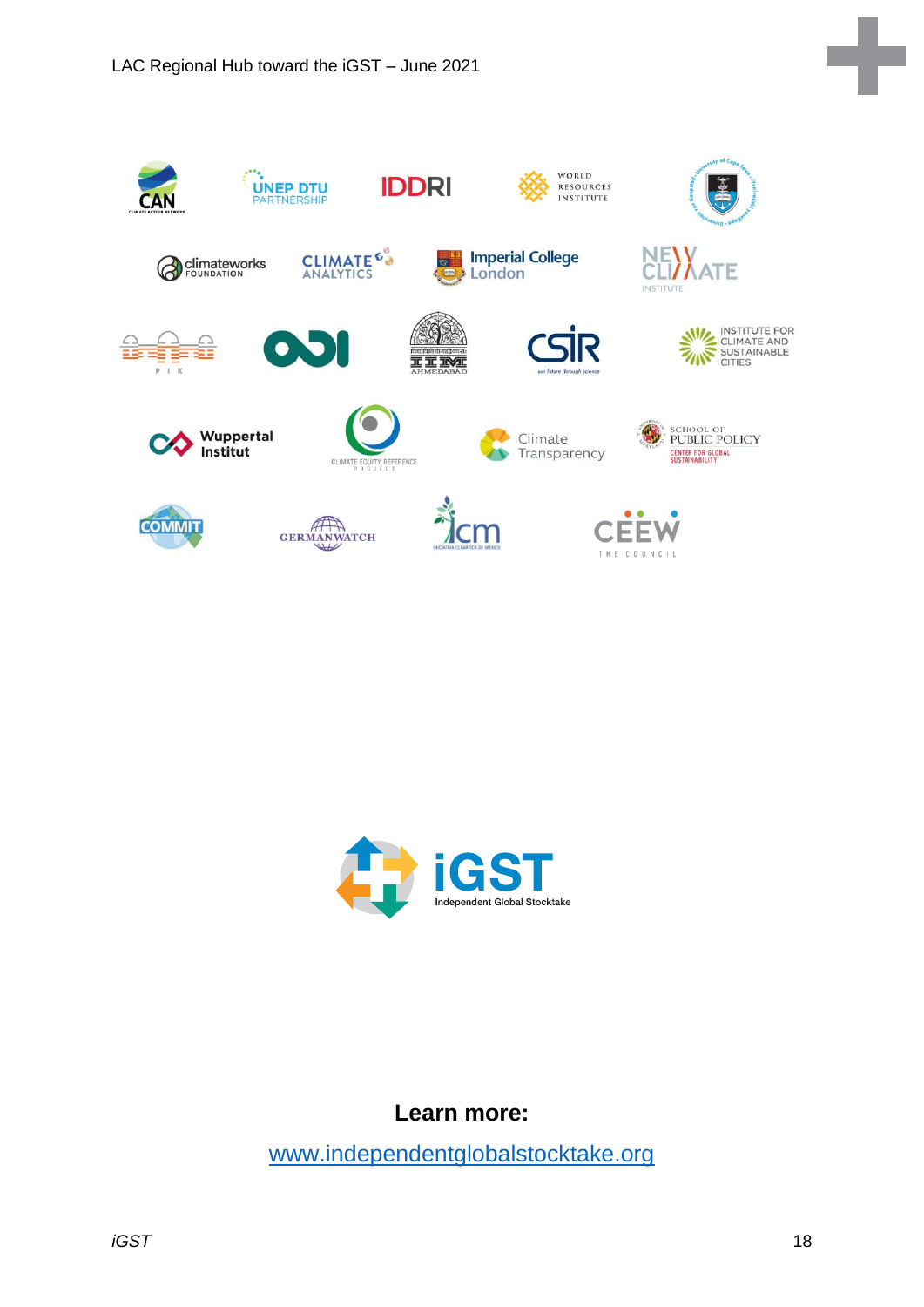**Learn more:**

www.independentglobalstocktake.org